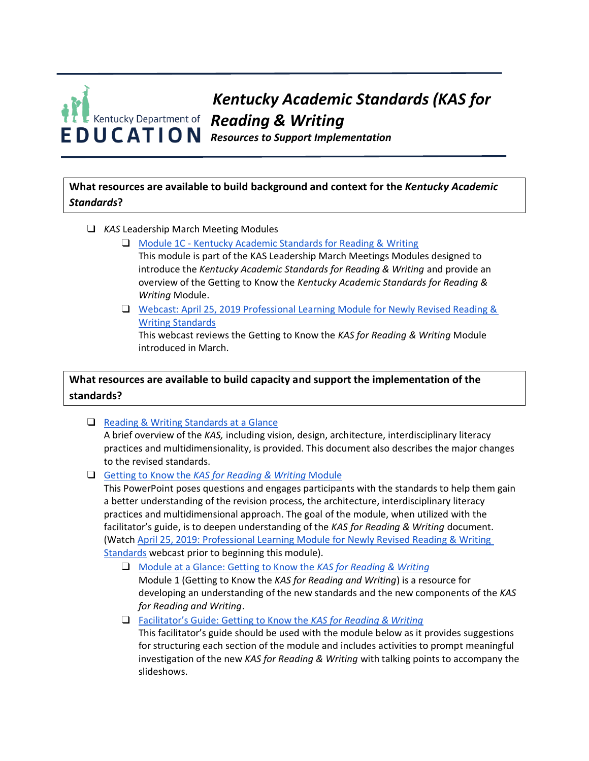# *Kentucky Academic Standards (KAS for Reading & Writing*

***Resources to Support Implementation***

**What resources are available to build background and context for the *Kentucky Academic Standards*?**

- *KAS* Leadership March Meeting Modules
  - Module 1C - Kentucky Academic Standards for Reading & Writing
    This module is part of the KAS Leadership March Meetings Modules designed to introduce the *Kentucky Academic Standards for Reading & Writing* and provide an overview of the Getting to Know the *Kentucky Academic Standards for Reading & Writing* Module.
  - Webcast: April 25, 2019 Professional Learning Module for Newly Revised Reading & Writing Standards
    This webcast reviews the Getting to Know the *KAS for Reading & Writing* Module introduced in March.

**What resources are available to build capacity and support the implementation of the standards?**

- Reading & Writing Standards at a Glance
  A brief overview of the *KAS,* including vision, design, architecture, interdisciplinary literacy practices and multidimensionality, is provided. This document also describes the major changes to the revised standards.
- Getting to Know the *KAS for Reading & Writing* Module
  This PowerPoint poses questions and engages participants with the standards to help them gain a better understanding of the revision process, the architecture, interdisciplinary literacy practices and multidimensional approach. The goal of the module, when utilized with the facilitator's guide, is to deepen understanding of the *KAS for Reading & Writing* document. (Watch April 25, 2019: Professional Learning Module for Newly Revised Reading & Writing Standards webcast prior to beginning this module).
  - Module at a Glance: Getting to Know the *KAS for Reading & Writing*
    Module 1 (Getting to Know the *KAS for Reading and Writing*) is a resource for developing an understanding of the new standards and the new components of the *KAS for Reading and Writing*.
  - Facilitator's Guide: Getting to Know the *KAS for Reading & Writing*
    This facilitator's guide should be used with the module below as it provides suggestions for structuring each section of the module and includes activities to prompt meaningful investigation of the new *KAS for Reading & Writing* with talking points to accompany the slideshows.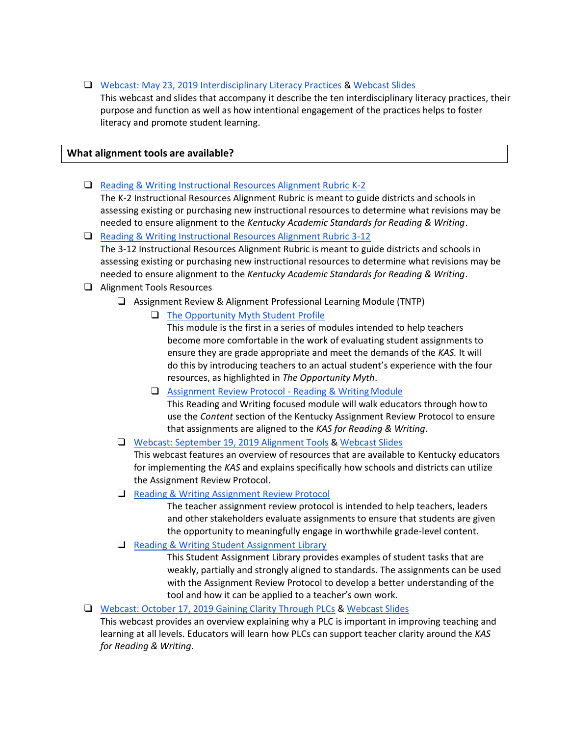- [ ] Webcast: May 23, 2019 Interdisciplinary Literacy Practices & Webcast Slides
  This webcast and slides that accompany it describe the ten interdisciplinary literacy practices, their purpose and function as well as how intentional engagement of the practices helps to foster literacy and promote student learning.

## What alignment tools are available?

- [ ] Reading & Writing Instructional Resources Alignment Rubric K-2
  The K-2 Instructional Resources Alignment Rubric is meant to guide districts and schools in assessing existing or purchasing new instructional resources to determine what revisions may be needed to ensure alignment to the *Kentucky Academic Standards for Reading & Writing*.
- [ ] Reading & Writing Instructional Resources Alignment Rubric 3-12
  The 3-12 Instructional Resources Alignment Rubric is meant to guide districts and schools in assessing existing or purchasing new instructional resources to determine what revisions may be needed to ensure alignment to the *Kentucky Academic Standards for Reading & Writing*.
- [ ] Alignment Tools Resources
  - [ ] Assignment Review & Alignment Professional Learning Module (TNTP)
    - [ ] The Opportunity Myth Student Profile
      This module is the first in a series of modules intended to help teachers become more comfortable in the work of evaluating student assignments to ensure they are grade appropriate and meet the demands of the *KAS.* It will do this by introducing teachers to an actual student's experience with the four resources, as highlighted in *The Opportunity Myth*.
    - [ ] Assignment Review Protocol - Reading & Writing Module
      This Reading and Writing focused module will walk educators through how to use the *Content* section of the Kentucky Assignment Review Protocol to ensure that assignments are aligned to the *KAS for Reading & Writing*.
  - [ ] Webcast: September 19, 2019 Alignment Tools & Webcast Slides
    This webcast features an overview of resources that are available to Kentucky educators for implementing the *KAS* and explains specifically how schools and districts can utilize the Assignment Review Protocol.
  - [ ] Reading & Writing Assignment Review Protocol
    The teacher assignment review protocol is intended to help teachers, leaders and other stakeholders evaluate assignments to ensure that students are given the opportunity to meaningfully engage in worthwhile grade-level content.
  - [ ] Reading & Writing Student Assignment Library
    This Student Assignment Library provides examples of student tasks that are weakly, partially and strongly aligned to standards. The assignments can be used with the Assignment Review Protocol to develop a better understanding of the tool and how it can be applied to a teacher's own work.
- [ ] Webcast: October 17, 2019 Gaining Clarity Through PLCs & Webcast Slides
  This webcast provides an overview explaining why a PLC is important in improving teaching and learning at all levels. Educators will learn how PLCs can support teacher clarity around the *KAS for Reading & Writing*.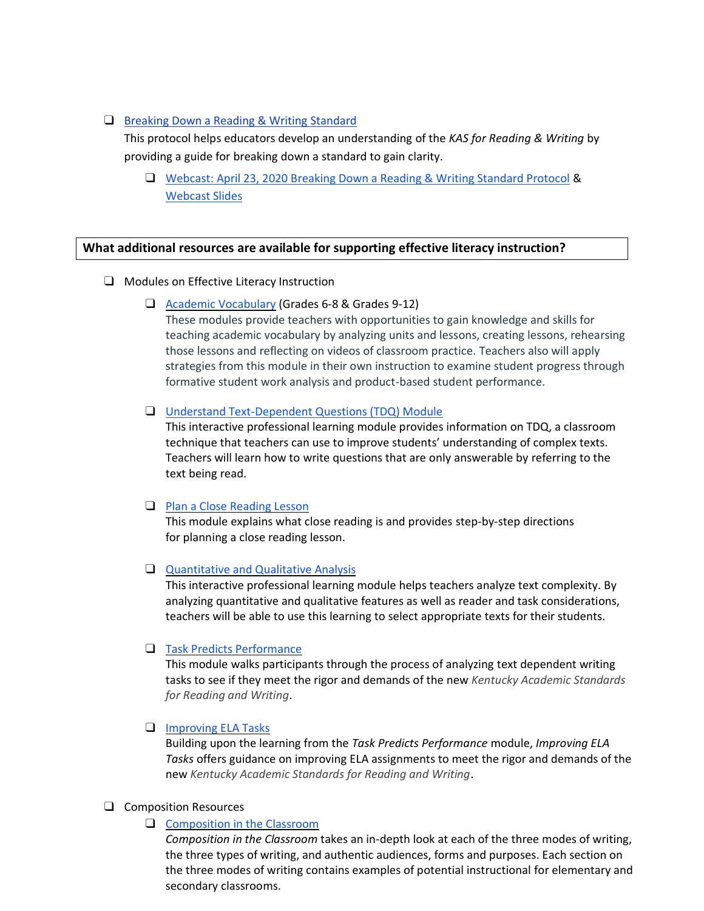- ❑ Breaking Down a Reading & Writing Standard
  This protocol helps educators develop an understanding of the *KAS for Reading & Writing* by providing a guide for breaking down a standard to gain clarity.
  - ❑ Webcast: April 23, 2020 Breaking Down a Reading & Writing Standard Protocol & Webcast Slides

**What additional resources are available for supporting effective literacy instruction?**

- ❑ Modules on Effective Literacy Instruction
  - ❑ Academic Vocabulary (Grades 6-8 & Grades 9-12)
    These modules provide teachers with opportunities to gain knowledge and skills for teaching academic vocabulary by analyzing units and lessons, creating lessons, rehearsing those lessons and reflecting on videos of classroom practice. Teachers also will apply strategies from this module in their own instruction to examine student progress through formative student work analysis and product-based student performance.
  - ❑ Understand Text-Dependent Questions (TDQ) Module
    This interactive professional learning module provides information on TDQ, a classroom technique that teachers can use to improve students' understanding of complex texts. Teachers will learn how to write questions that are only answerable by referring to the text being read.
  - ❑ Plan a Close Reading Lesson
    This module explains what close reading is and provides step-by-step directions for planning a close reading lesson.
  - ❑ Quantitative and Qualitative Analysis
    This interactive professional learning module helps teachers analyze text complexity. By analyzing quantitative and qualitative features as well as reader and task considerations, teachers will be able to use this learning to select appropriate texts for their students.
  - ❑ Task Predicts Performance
    This module walks participants through the process of analyzing text dependent writing tasks to see if they meet the rigor and demands of the new *Kentucky Academic Standards for Reading and Writing*.
  - ❑ Improving ELA Tasks
    Building upon the learning from the *Task Predicts Performance* module, *Improving ELA Tasks* offers guidance on improving ELA assignments to meet the rigor and demands of the new *Kentucky Academic Standards for Reading and Writing*.
- ❑ Composition Resources
  - ❑ Composition in the Classroom
    *Composition in the Classroom* takes an in-depth look at each of the three modes of writing, the three types of writing, and authentic audiences, forms and purposes. Each section on the three modes of writing contains examples of potential instructional for elementary and secondary classrooms.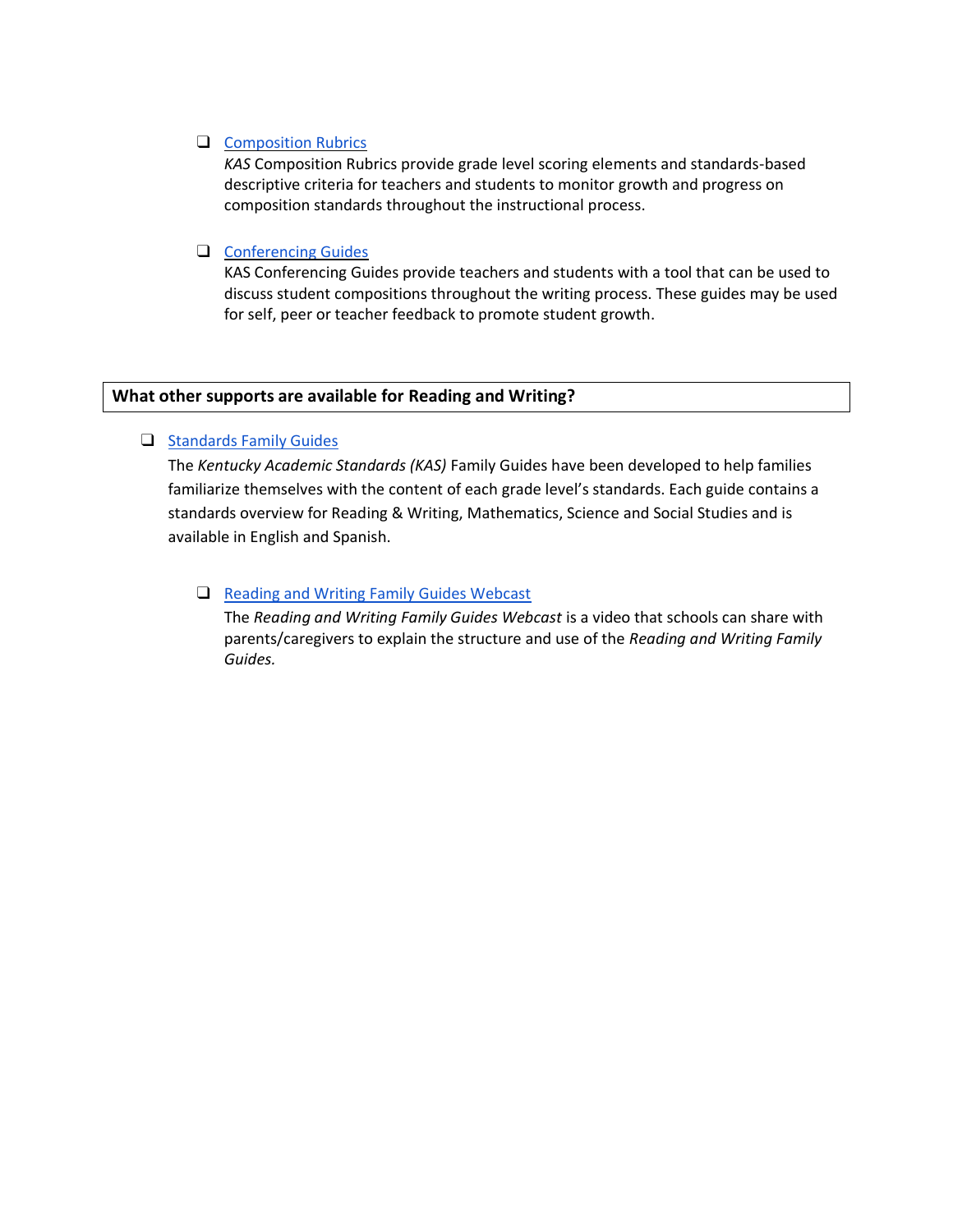- [ ] Composition Rubrics
  *KAS* Composition Rubrics provide grade level scoring elements and standards-based descriptive criteria for teachers and students to monitor growth and progress on composition standards throughout the instructional process.

- [ ] Conferencing Guides
  KAS Conferencing Guides provide teachers and students with a tool that can be used to discuss student compositions throughout the writing process. These guides may be used for self, peer or teacher feedback to promote student growth.

## What other supports are available for Reading and Writing?

- [ ] Standards Family Guides
  The *Kentucky Academic Standards (KAS)* Family Guides have been developed to help families familiarize themselves with the content of each grade level's standards. Each guide contains a standards overview for Reading & Writing, Mathematics, Science and Social Studies and is available in English and Spanish.

  - [ ] Reading and Writing Family Guides Webcast
    The *Reading and Writing Family Guides Webcast* is a video that schools can share with parents/caregivers to explain the structure and use of the *Reading and Writing Family Guides.*